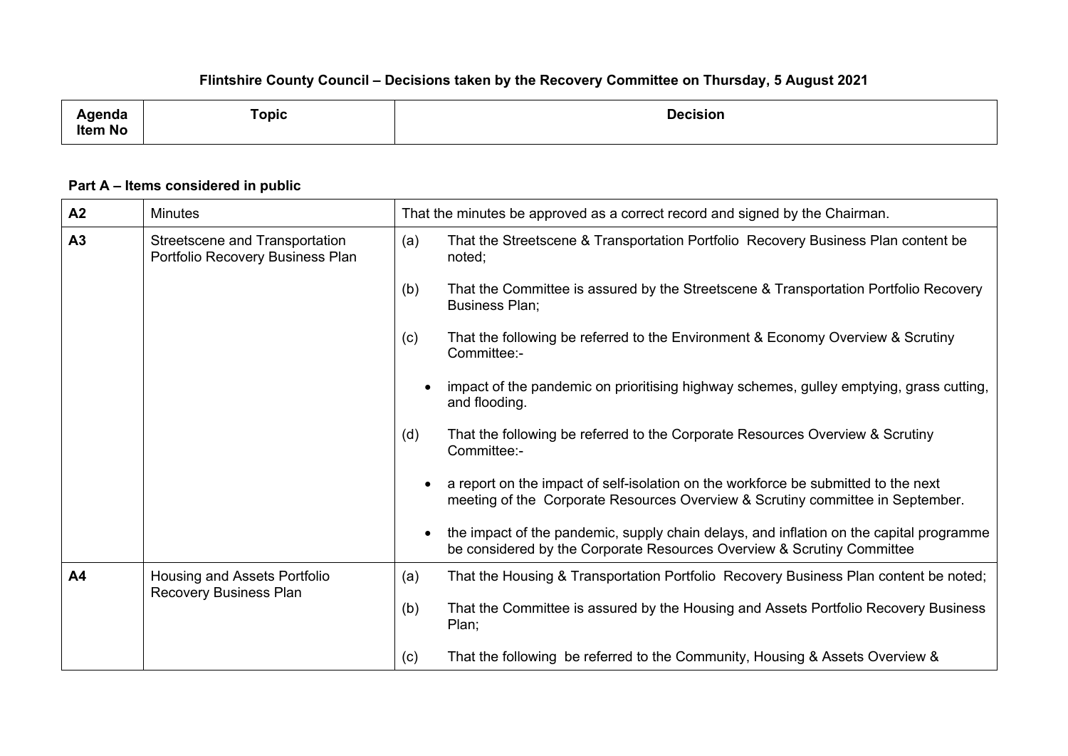**Flintshire County Council – Decisions taken by the Recovery Committee on Thursday, 5 August 2021**

| Agenda Item No | Topic | Decision |
|---|---|---|

**Part A – Items considered in public**

| Agenda Item No | Topic | Decision |
|---|---|---|
| **A2** | Minutes | That the minutes be approved as a correct record and signed by the Chairman. |
| **A3** | Streetscene and Transportation Portfolio Recovery Business Plan | (a) That the Streetscene & Transportation Portfolio Recovery Business Plan content be noted;<br><br>(b) That the Committee is assured by the Streetscene & Transportation Portfolio Recovery Business Plan;<br><br>(c) That the following be referred to the Environment & Economy Overview & Scrutiny Committee:-<br><br>• impact of the pandemic on prioritising highway schemes, gulley emptying, grass cutting, and flooding.<br><br>(d) That the following be referred to the Corporate Resources Overview & Scrutiny Committee:-<br><br>• a report on the impact of self-isolation on the workforce be submitted to the next meeting of the Corporate Resources Overview & Scrutiny committee in September.<br><br>• the impact of the pandemic, supply chain delays, and inflation on the capital programme be considered by the Corporate Resources Overview & Scrutiny Committee |
| **A4** | Housing and Assets Portfolio Recovery Business Plan | (a) That the Housing & Transportation Portfolio Recovery Business Plan content be noted;<br><br>(b) That the Committee is assured by the Housing and Assets Portfolio Recovery Business Plan;<br><br>(c) That the following be referred to the Community, Housing & Assets Overview & |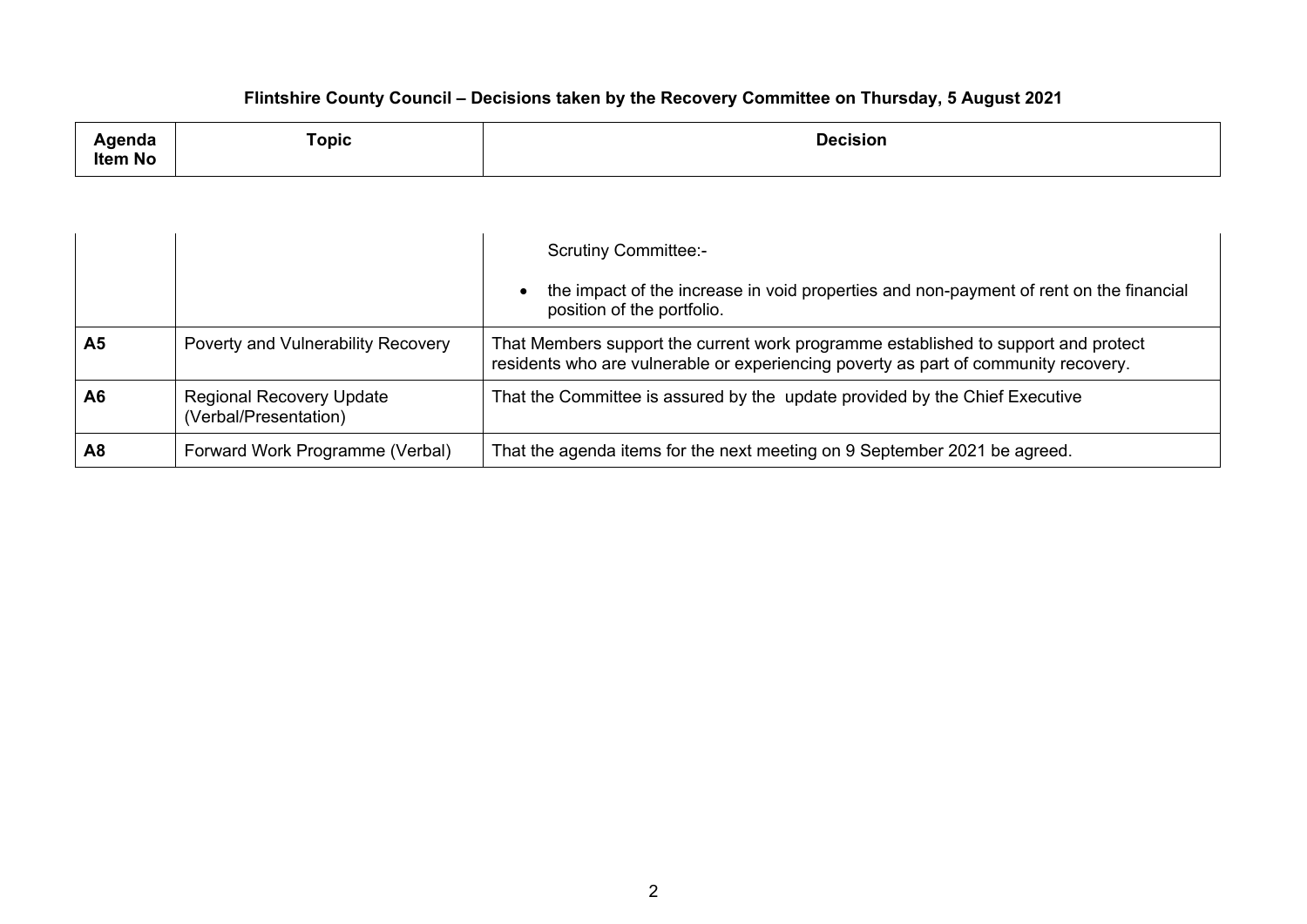**Flintshire County Council – Decisions taken by the Recovery Committee on Thursday, 5 August 2021**

| Agenda Item No | Topic | Decision |
|---|---|---|
| | | Scrutiny Committee:-<br><br>• the impact of the increase in void properties and non-payment of rent on the financial position of the portfolio. |
| **A5** | Poverty and Vulnerability Recovery | That Members support the current work programme established to support and protect residents who are vulnerable or experiencing poverty as part of community recovery. |
| **A6** | Regional Recovery Update (Verbal/Presentation) | That the Committee is assured by the update provided by the Chief Executive |
| **A8** | Forward Work Programme (Verbal) | That the agenda items for the next meeting on 9 September 2021 be agreed. |